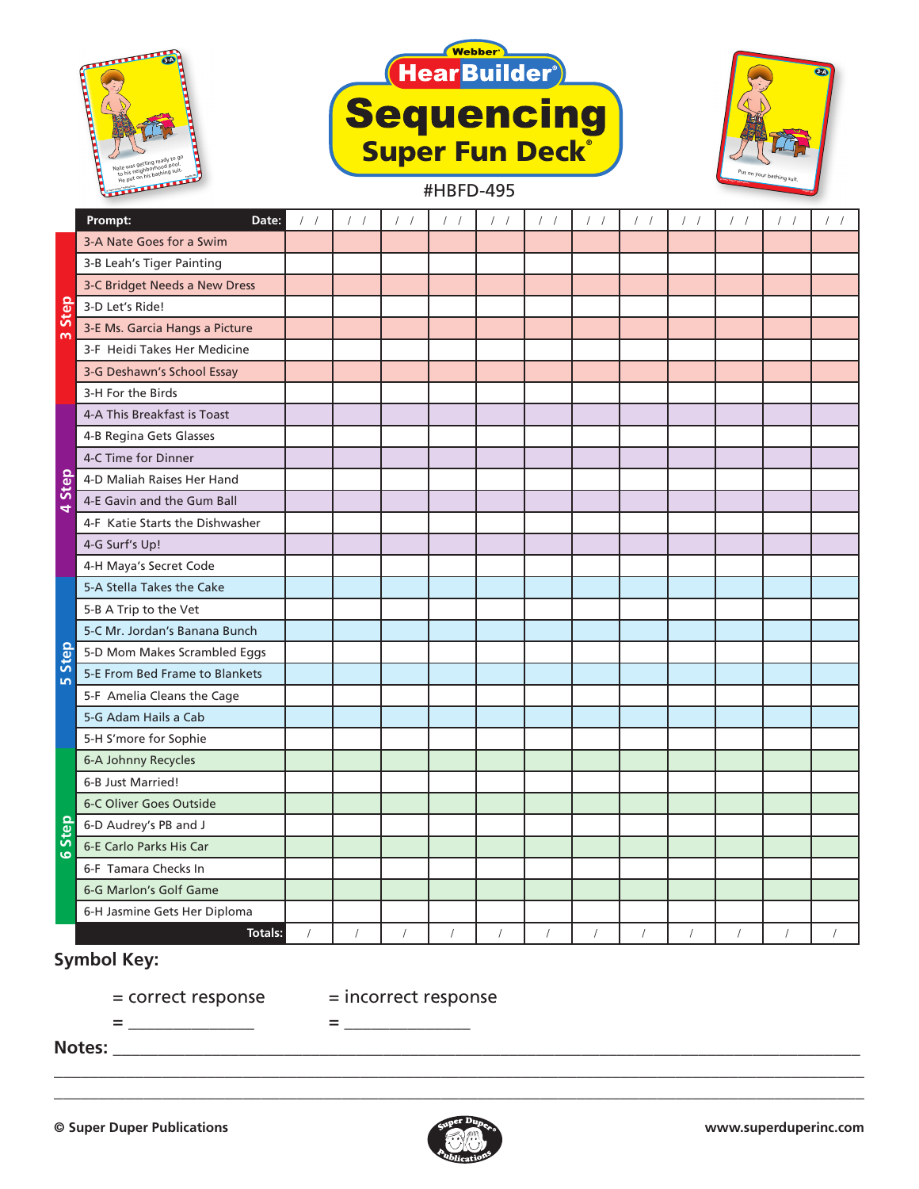Webber®

# HearBuilder®

# Sequencing Super Fun Deck®

#HBFD-495

| | Prompt: Date: | / / | / / | / / | / / | / / | / / | / / | / / | / / | / / | / / | / / |
|---|---|---|---|---|---|---|---|---|---|---|---|---|---|
| 3 Step | 3-A Nate Goes for a Swim | | | | | | | | | | | | |
| | 3-B Leah's Tiger Painting | | | | | | | | | | | | |
| | 3-C Bridget Needs a New Dress | | | | | | | | | | | | |
| | 3-D Let's Ride! | | | | | | | | | | | | |
| | 3-E Ms. Garcia Hangs a Picture | | | | | | | | | | | | |
| | 3-F Heidi Takes Her Medicine | | | | | | | | | | | | |
| | 3-G Deshawn's School Essay | | | | | | | | | | | | |
| | 3-H For the Birds | | | | | | | | | | | | |
| 4 Step | 4-A This Breakfast is Toast | | | | | | | | | | | | |
| | 4-B Regina Gets Glasses | | | | | | | | | | | | |
| | 4-C Time for Dinner | | | | | | | | | | | | |
| | 4-D Maliah Raises Her Hand | | | | | | | | | | | | |
| | 4-E Gavin and the Gum Ball | | | | | | | | | | | | |
| | 4-F Katie Starts the Dishwasher | | | | | | | | | | | | |
| | 4-G Surf's Up! | | | | | | | | | | | | |
| | 4-H Maya's Secret Code | | | | | | | | | | | | |
| 5 Step | 5-A Stella Takes the Cake | | | | | | | | | | | | |
| | 5-B A Trip to the Vet | | | | | | | | | | | | |
| | 5-C Mr. Jordan's Banana Bunch | | | | | | | | | | | | |
| | 5-D Mom Makes Scrambled Eggs | | | | | | | | | | | | |
| | 5-E From Bed Frame to Blankets | | | | | | | | | | | | |
| | 5-F Amelia Cleans the Cage | | | | | | | | | | | | |
| | 5-G Adam Hails a Cab | | | | | | | | | | | | |
| | 5-H S'more for Sophie | | | | | | | | | | | | |
| 6 Step | 6-A Johnny Recycles | | | | | | | | | | | | |
| | 6-B Just Married! | | | | | | | | | | | | |
| | 6-C Oliver Goes Outside | | | | | | | | | | | | |
| | 6-D Audrey's PB and J | | | | | | | | | | | | |
| | 6-E Carlo Parks His Car | | | | | | | | | | | | |
| | 6-F Tamara Checks In | | | | | | | | | | | | |
| | 6-G Marlon's Golf Game | | | | | | | | | | | | |
| | 6-H Jasmine Gets Her Diploma | | | | | | | | | | | | |
| | **Totals:** | / | / | / | / | / | / | / | / | / | / | / | / |

**Symbol Key:**

= correct response = incorrect response

= _______________ = _______________

**Notes:** ____________________________________________________________

____________________________________________________________

____________________________________________________________

© Super Duper Publications www.superduperinc.com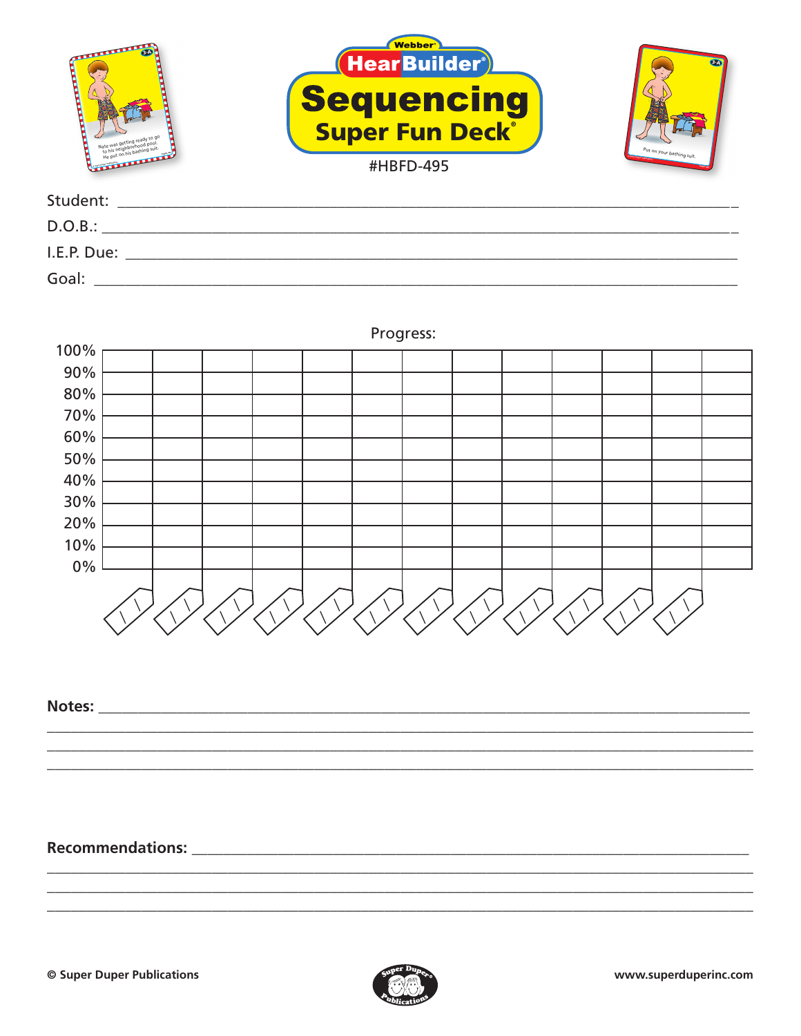Webber® HearBuilder®

# Sequencing Super Fun Deck®

#HBFD-495

Student: ___________________________________________

D.O.B.: ___________________________________________

I.E.P. Due: ___________________________________________

Goal: ___________________________________________

Progress:

100%
90%
80%
70%
60%
50%
40%
30%
20%
10%
0%

**Notes:** ___________________________________________

___________________________________________

___________________________________________

___________________________________________

**Recommendations:** ___________________________________________

___________________________________________

___________________________________________

___________________________________________

**© Super Duper Publications**

**www.superduperinc.com**